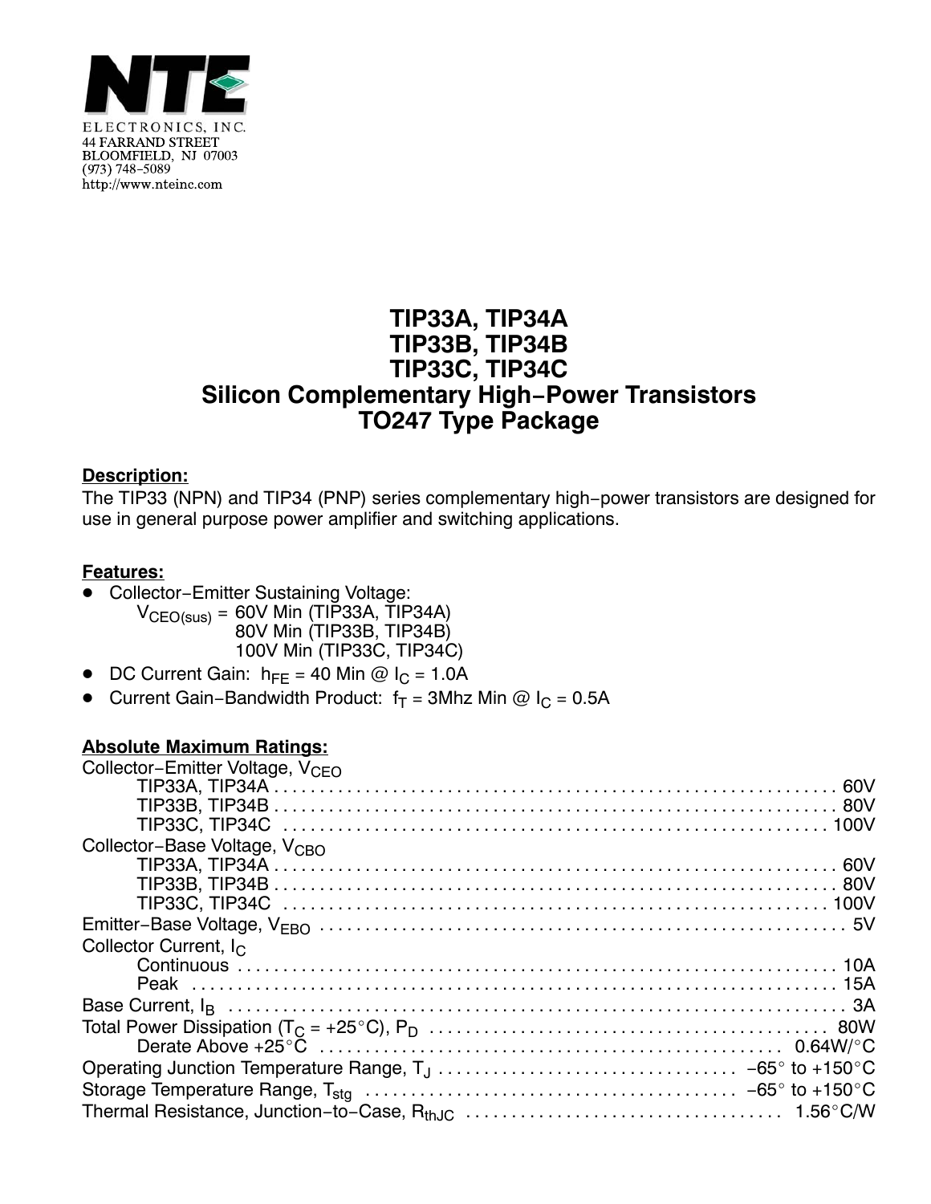NTE ELECTRONICS, INC.
44 FARRAND STREET
BLOOMFIELD, NJ 07003
(973) 748-5089
http://www.nteinc.com

# TIP33A, TIP34A
# TIP33B, TIP34B
# TIP33C, TIP34C
# Silicon Complementary High−Power Transistors
# TO247 Type Package

**Description:**

The TIP33 (NPN) and TIP34 (PNP) series complementary high−power transistors are designed for use in general purpose power amplifier and switching applications.

**Features:**

- Collector−Emitter Sustaining Voltage:
  $V_{CEO(sus)}$ = 60V Min (TIP33A, TIP34A)
  80V Min (TIP33B, TIP34B)
  100V Min (TIP33C, TIP34C)
- DC Current Gain: $h_{FE}$ = 40 Min @ $I_C$ = 1.0A
- Current Gain−Bandwidth Product: $f_T$ = 3Mhz Min @ $I_C$ = 0.5A

**Absolute Maximum Ratings:**

Collector−Emitter Voltage, $V_{CEO}$
- TIP33A, TIP34A . . . . . . 60V
- TIP33B, TIP34B . . . . . . 80V
- TIP33C, TIP34C . . . . . . 100V

Collector−Base Voltage, $V_{CBO}$
- TIP33A, TIP34A . . . . . . 60V
- TIP33B, TIP34B . . . . . . 80V
- TIP33C, TIP34C . . . . . . 100V

Emitter−Base Voltage, $V_{EBO}$ . . . . . . 5V

Collector Current, $I_C$
- Continuous . . . . . . 10A
- Peak . . . . . . 15A

Base Current, $I_B$ . . . . . . 3A

Total Power Dissipation ($T_C$ = +25°C), $P_D$ . . . . . . 80W
- Derate Above +25°C . . . . . . 0.64W/°C

Operating Junction Temperature Range, $T_J$ . . . . . . −65° to +150°C

Storage Temperature Range, $T_{stg}$ . . . . . . −65° to +150°C

Thermal Resistance, Junction−to−Case, $R_{thJC}$ . . . . . . 1.56°C/W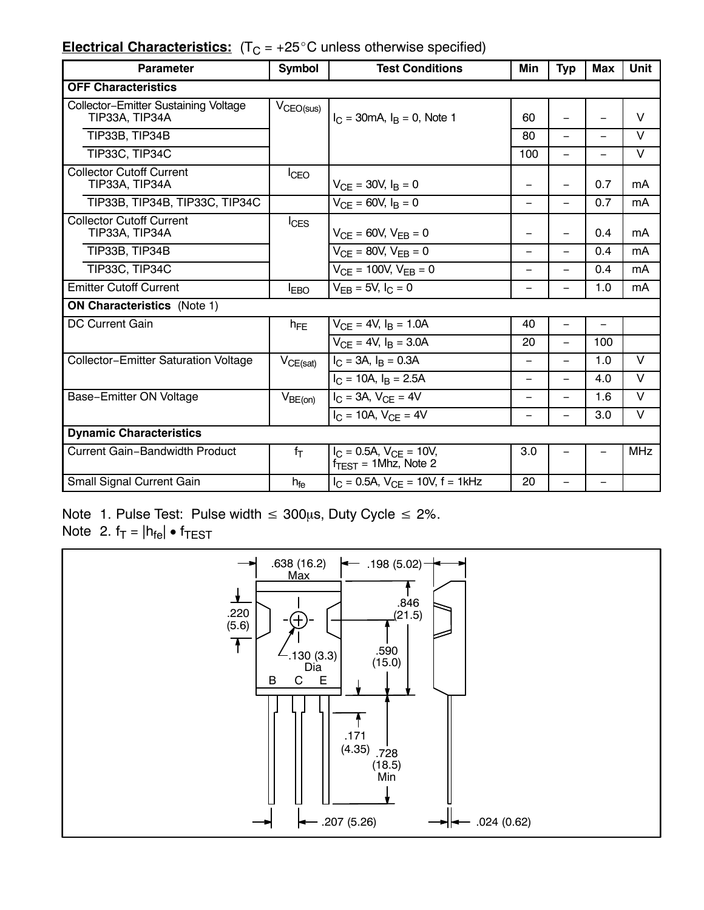**Electrical Characteristics:** ($T_C$ = +25°C unless otherwise specified)

| Parameter | Symbol | Test Conditions | Min | Typ | Max | Unit |
|---|---|---|---|---|---|---|
| **OFF Characteristics** | | | | | | |
| Collector−Emitter Sustaining Voltage TIP33A, TIP34A | $V_{CEO(sus)}$ | $I_C$ = 30mA, $I_B$ = 0, Note 1 | 60 | – | – | V |
| TIP33B, TIP34B | | | 80 | – | – | V |
| TIP33C, TIP34C | | | 100 | – | – | V |
| Collector Cutoff Current TIP33A, TIP34A | $I_{CEO}$ | $V_{CE}$ = 30V, $I_B$ = 0 | – | – | 0.7 | mA |
| TIP33B, TIP34B, TIP33C, TIP34C | | $V_{CE}$ = 60V, $I_B$ = 0 | – | – | 0.7 | mA |
| Collector Cutoff Current TIP33A, TIP34A | $I_{CES}$ | $V_{CE}$ = 60V, $V_{EB}$ = 0 | – | – | 0.4 | mA |
| TIP33B, TIP34B | | $V_{CE}$ = 80V, $V_{EB}$ = 0 | – | – | 0.4 | mA |
| TIP33C, TIP34C | | $V_{CE}$ = 100V, $V_{EB}$ = 0 | – | – | 0.4 | mA |
| Emitter Cutoff Current | $I_{EBO}$ | $V_{EB}$ = 5V, $I_C$ = 0 | – | – | 1.0 | mA |
| **ON Characteristics** (Note 1) | | | | | | |
| DC Current Gain | $h_{FE}$ | $V_{CE}$ = 4V, $I_B$ = 1.0A | 40 | – | – | |
| | | $V_{CE}$ = 4V, $I_B$ = 3.0A | 20 | – | 100 | |
| Collector−Emitter Saturation Voltage | $V_{CE(sat)}$ | $I_C$ = 3A, $I_B$ = 0.3A | – | – | 1.0 | V |
| | | $I_C$ = 10A, $I_B$ = 2.5A | – | – | 4.0 | V |
| Base−Emitter ON Voltage | $V_{BE(on)}$ | $I_C$ = 3A, $V_{CE}$ = 4V | – | – | 1.6 | V |
| | | $I_C$ = 10A, $V_{CE}$ = 4V | – | – | 3.0 | V |
| **Dynamic Characteristics** | | | | | | |
| Current Gain−Bandwidth Product | $f_T$ | $I_C$ = 0.5A, $V_{CE}$ = 10V, $f_{TEST}$ = 1Mhz, Note 2 | 3.0 | – | – | MHz |
| Small Signal Current Gain | $h_{fe}$ | $I_C$ = 0.5A, $V_{CE}$ = 10V, f = 1kHz | 20 | – | – | |

Note 1. Pulse Test: Pulse width ≤ 300μs, Duty Cycle ≤ 2%.

Note 2. $f_T = |h_{fe}| \bullet f_{TEST}$

.638 (16.2) Max
.198 (5.02)
.220 (5.6)
.846 (21.5)
.130 (3.3) Dia
.590 (15.0)
B C E
.171 (4.35)
.728 (18.5) Min
.207 (5.26)
.024 (0.62)